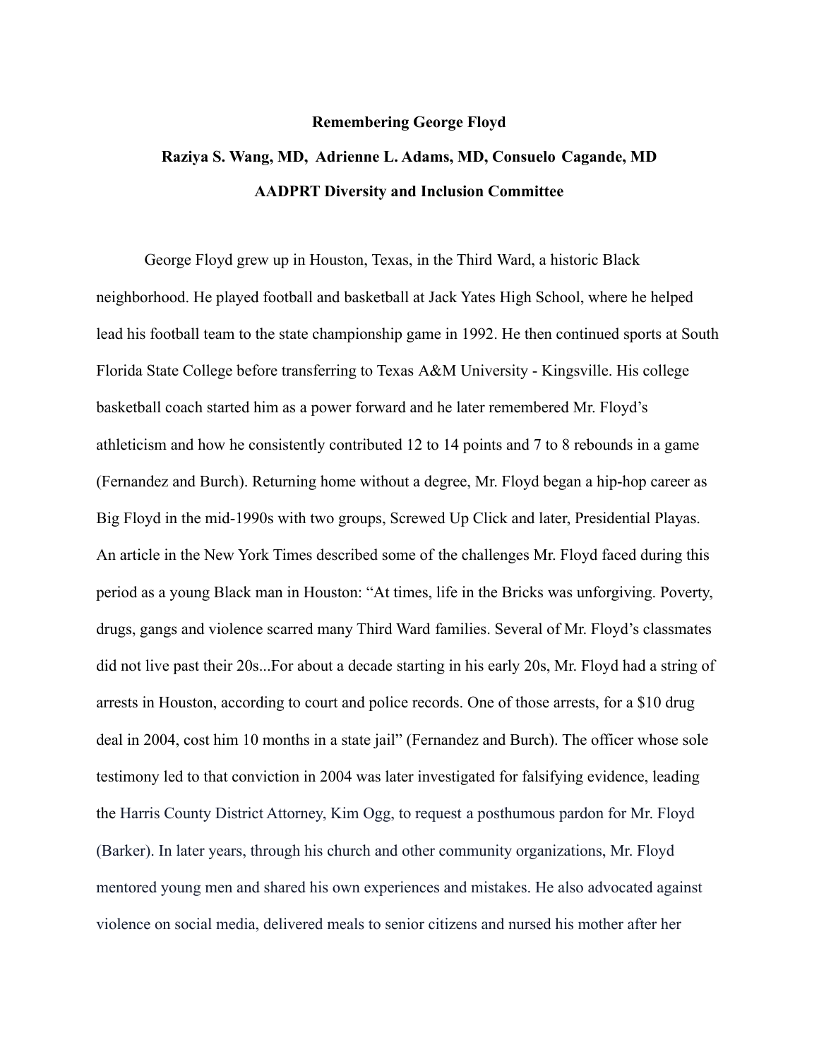# Remembering George Floyd

**Raziya S. Wang, MD, Adrienne L. Adams, MD, Consuelo Cagande, MD**

**AADPRT Diversity and Inclusion Committee**

George Floyd grew up in Houston, Texas, in the Third Ward, a historic Black neighborhood. He played football and basketball at Jack Yates High School, where he helped lead his football team to the state championship game in 1992. He then continued sports at South Florida State College before transferring to Texas A&M University - Kingsville. His college basketball coach started him as a power forward and he later remembered Mr. Floyd's athleticism and how he consistently contributed 12 to 14 points and 7 to 8 rebounds in a game (Fernandez and Burch). Returning home without a degree, Mr. Floyd began a hip-hop career as Big Floyd in the mid-1990s with two groups, Screwed Up Click and later, Presidential Playas. An article in the New York Times described some of the challenges Mr. Floyd faced during this period as a young Black man in Houston: "At times, life in the Bricks was unforgiving. Poverty, drugs, gangs and violence scarred many Third Ward families. Several of Mr. Floyd's classmates did not live past their 20s...For about a decade starting in his early 20s, Mr. Floyd had a string of arrests in Houston, according to court and police records. One of those arrests, for a $10 drug deal in 2004, cost him 10 months in a state jail" (Fernandez and Burch). The officer whose sole testimony led to that conviction in 2004 was later investigated for falsifying evidence, leading the Harris County District Attorney, Kim Ogg, to request a posthumous pardon for Mr. Floyd (Barker). In later years, through his church and other community organizations, Mr. Floyd mentored young men and shared his own experiences and mistakes. He also advocated against violence on social media, delivered meals to senior citizens and nursed his mother after her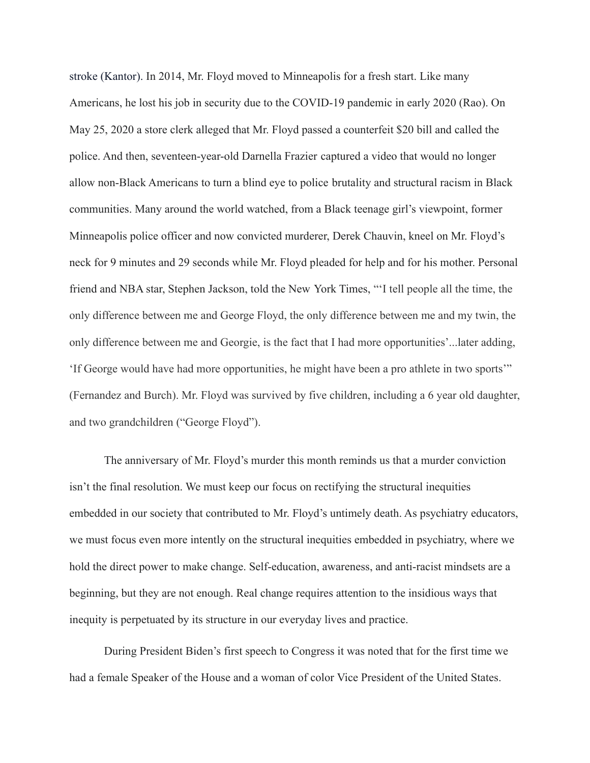stroke (Kantor). In 2014, Mr. Floyd moved to Minneapolis for a fresh start. Like many Americans, he lost his job in security due to the COVID-19 pandemic in early 2020 (Rao). On May 25, 2020 a store clerk alleged that Mr. Floyd passed a counterfeit $20 bill and called the police. And then, seventeen-year-old Darnella Frazier captured a video that would no longer allow non-Black Americans to turn a blind eye to police brutality and structural racism in Black communities. Many around the world watched, from a Black teenage girl's viewpoint, former Minneapolis police officer and now convicted murderer, Derek Chauvin, kneel on Mr. Floyd's neck for 9 minutes and 29 seconds while Mr. Floyd pleaded for help and for his mother. Personal friend and NBA star, Stephen Jackson, told the New York Times, "'I tell people all the time, the only difference between me and George Floyd, the only difference between me and my twin, the only difference between me and Georgie, is the fact that I had more opportunities'...later adding, 'If George would have had more opportunities, he might have been a pro athlete in two sports'" (Fernandez and Burch). Mr. Floyd was survived by five children, including a 6 year old daughter, and two grandchildren ("George Floyd").

The anniversary of Mr. Floyd's murder this month reminds us that a murder conviction isn't the final resolution. We must keep our focus on rectifying the structural inequities embedded in our society that contributed to Mr. Floyd's untimely death. As psychiatry educators, we must focus even more intently on the structural inequities embedded in psychiatry, where we hold the direct power to make change. Self-education, awareness, and anti-racist mindsets are a beginning, but they are not enough. Real change requires attention to the insidious ways that inequity is perpetuated by its structure in our everyday lives and practice.

During President Biden's first speech to Congress it was noted that for the first time we had a female Speaker of the House and a woman of color Vice President of the United States.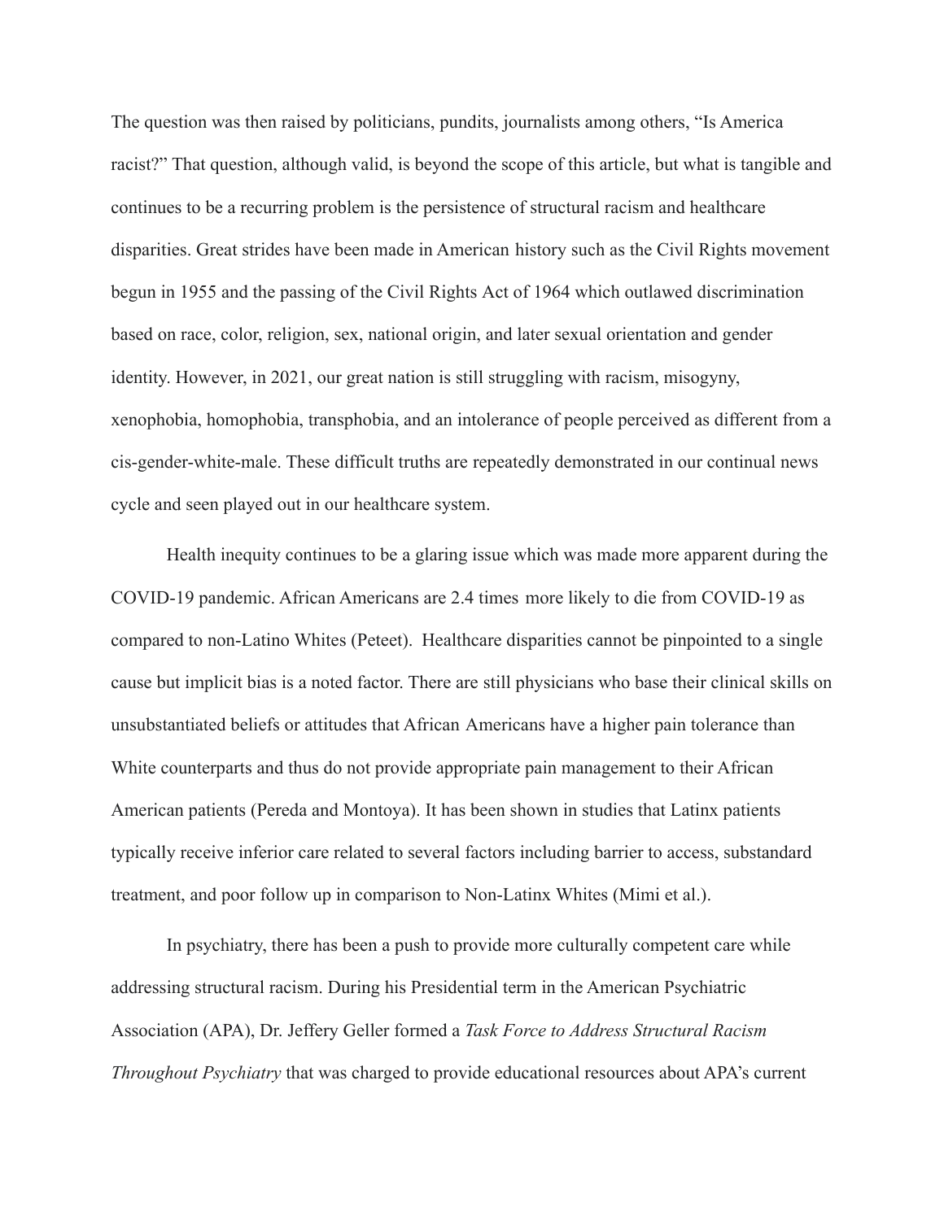The question was then raised by politicians, pundits, journalists among others, "Is America racist?" That question, although valid, is beyond the scope of this article, but what is tangible and continues to be a recurring problem is the persistence of structural racism and healthcare disparities. Great strides have been made in American history such as the Civil Rights movement begun in 1955 and the passing of the Civil Rights Act of 1964 which outlawed discrimination based on race, color, religion, sex, national origin, and later sexual orientation and gender identity. However, in 2021, our great nation is still struggling with racism, misogyny, xenophobia, homophobia, transphobia, and an intolerance of people perceived as different from a cis-gender-white-male. These difficult truths are repeatedly demonstrated in our continual news cycle and seen played out in our healthcare system.

Health inequity continues to be a glaring issue which was made more apparent during the COVID-19 pandemic. African Americans are 2.4 times more likely to die from COVID-19 as compared to non-Latino Whites (Peteet). Healthcare disparities cannot be pinpointed to a single cause but implicit bias is a noted factor. There are still physicians who base their clinical skills on unsubstantiated beliefs or attitudes that African Americans have a higher pain tolerance than White counterparts and thus do not provide appropriate pain management to their African American patients (Pereda and Montoya). It has been shown in studies that Latinx patients typically receive inferior care related to several factors including barrier to access, substandard treatment, and poor follow up in comparison to Non-Latinx Whites (Mimi et al.).

In psychiatry, there has been a push to provide more culturally competent care while addressing structural racism. During his Presidential term in the American Psychiatric Association (APA), Dr. Jeffery Geller formed a *Task Force to Address Structural Racism Throughout Psychiatry* that was charged to provide educational resources about APA's current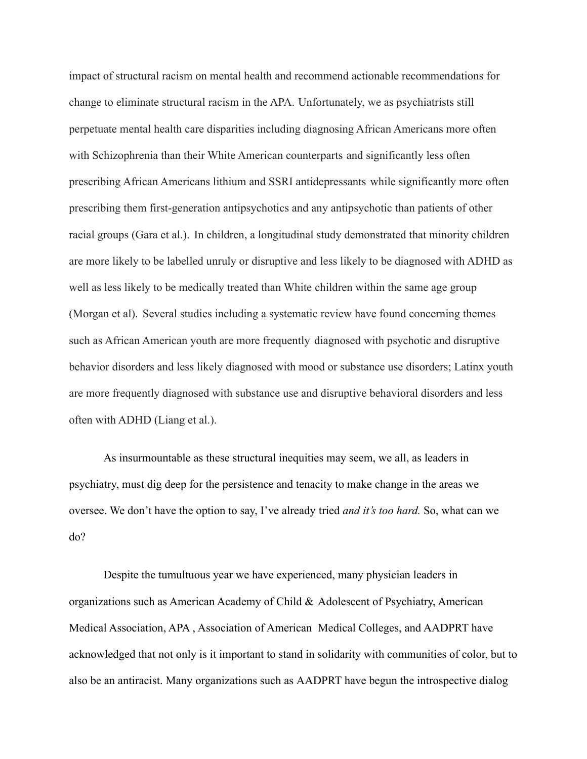impact of structural racism on mental health and recommend actionable recommendations for change to eliminate structural racism in the APA. Unfortunately, we as psychiatrists still perpetuate mental health care disparities including diagnosing African Americans more often with Schizophrenia than their White American counterparts and significantly less often prescribing African Americans lithium and SSRI antidepressants while significantly more often prescribing them first-generation antipsychotics and any antipsychotic than patients of other racial groups (Gara et al.). In children, a longitudinal study demonstrated that minority children are more likely to be labelled unruly or disruptive and less likely to be diagnosed with ADHD as well as less likely to be medically treated than White children within the same age group (Morgan et al). Several studies including a systematic review have found concerning themes such as African American youth are more frequently diagnosed with psychotic and disruptive behavior disorders and less likely diagnosed with mood or substance use disorders; Latinx youth are more frequently diagnosed with substance use and disruptive behavioral disorders and less often with ADHD (Liang et al.).

As insurmountable as these structural inequities may seem, we all, as leaders in psychiatry, must dig deep for the persistence and tenacity to make change in the areas we oversee. We don't have the option to say, I've already tried *and it's too hard.* So, what can we do?

Despite the tumultuous year we have experienced, many physician leaders in organizations such as American Academy of Child & Adolescent of Psychiatry, American Medical Association, APA , Association of American Medical Colleges, and AADPRT have acknowledged that not only is it important to stand in solidarity with communities of color, but to also be an antiracist. Many organizations such as AADPRT have begun the introspective dialog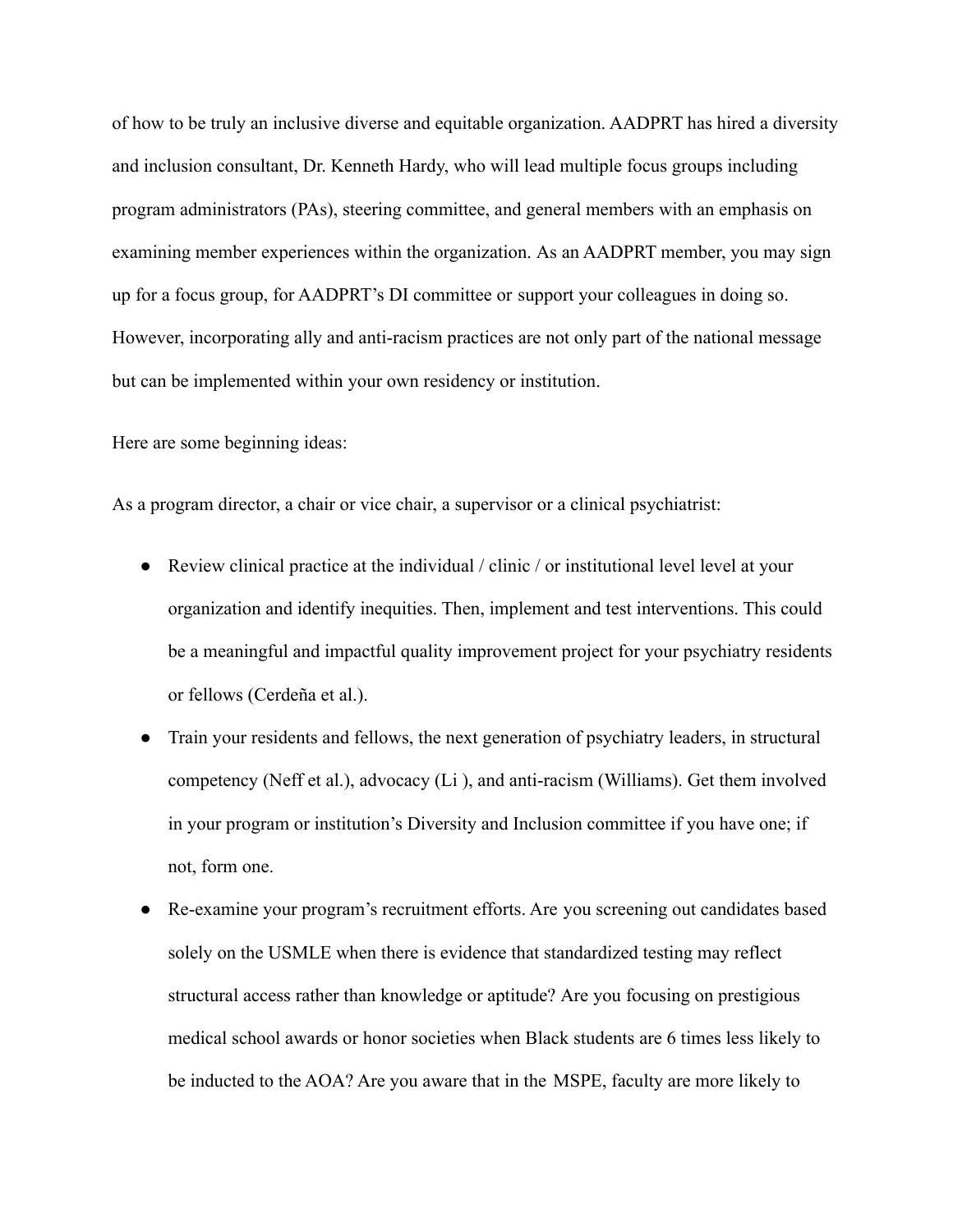of how to be truly an inclusive diverse and equitable organization. AADPRT has hired a diversity and inclusion consultant, Dr. Kenneth Hardy, who will lead multiple focus groups including program administrators (PAs), steering committee, and general members with an emphasis on examining member experiences within the organization. As an AADPRT member, you may sign up for a focus group, for AADPRT's DI committee or support your colleagues in doing so. However, incorporating ally and anti-racism practices are not only part of the national message but can be implemented within your own residency or institution.

Here are some beginning ideas:

As a program director, a chair or vice chair, a supervisor or a clinical psychiatrist:

- Review clinical practice at the individual / clinic / or institutional level level at your organization and identify inequities. Then, implement and test interventions. This could be a meaningful and impactful quality improvement project for your psychiatry residents or fellows (Cerdeña et al.).
- Train your residents and fellows, the next generation of psychiatry leaders, in structural competency (Neff et al.), advocacy (Li ), and anti-racism (Williams). Get them involved in your program or institution's Diversity and Inclusion committee if you have one; if not, form one.
- Re-examine your program's recruitment efforts. Are you screening out candidates based solely on the USMLE when there is evidence that standardized testing may reflect structural access rather than knowledge or aptitude? Are you focusing on prestigious medical school awards or honor societies when Black students are 6 times less likely to be inducted to the AOA? Are you aware that in the MSPE, faculty are more likely to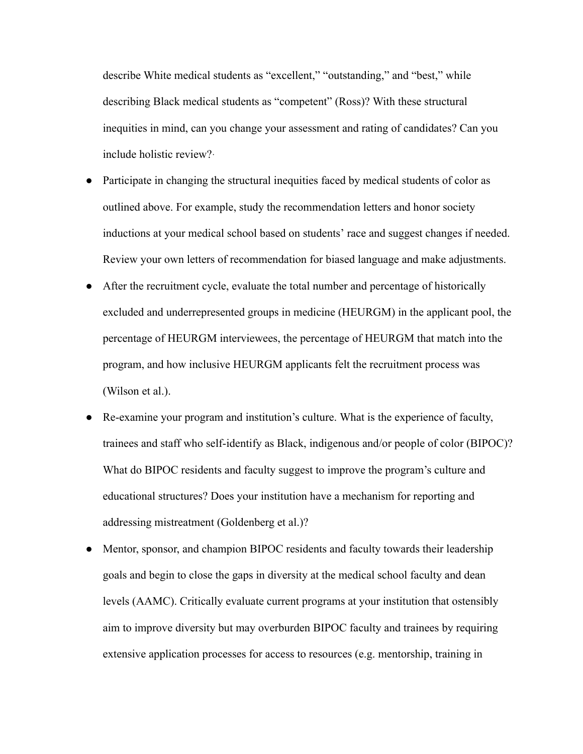describe White medical students as "excellent," "outstanding," and "best," while describing Black medical students as "competent" (Ross)? With these structural inequities in mind, can you change your assessment and rating of candidates? Can you include holistic review?·

- Participate in changing the structural inequities faced by medical students of color as outlined above. For example, study the recommendation letters and honor society inductions at your medical school based on students' race and suggest changes if needed. Review your own letters of recommendation for biased language and make adjustments.
- After the recruitment cycle, evaluate the total number and percentage of historically excluded and underrepresented groups in medicine (HEURGM) in the applicant pool, the percentage of HEURGM interviewees, the percentage of HEURGM that match into the program, and how inclusive HEURGM applicants felt the recruitment process was (Wilson et al.).
- Re-examine your program and institution's culture. What is the experience of faculty, trainees and staff who self-identify as Black, indigenous and/or people of color (BIPOC)? What do BIPOC residents and faculty suggest to improve the program's culture and educational structures? Does your institution have a mechanism for reporting and addressing mistreatment (Goldenberg et al.)?
- Mentor, sponsor, and champion BIPOC residents and faculty towards their leadership goals and begin to close the gaps in diversity at the medical school faculty and dean levels (AAMC). Critically evaluate current programs at your institution that ostensibly aim to improve diversity but may overburden BIPOC faculty and trainees by requiring extensive application processes for access to resources (e.g. mentorship, training in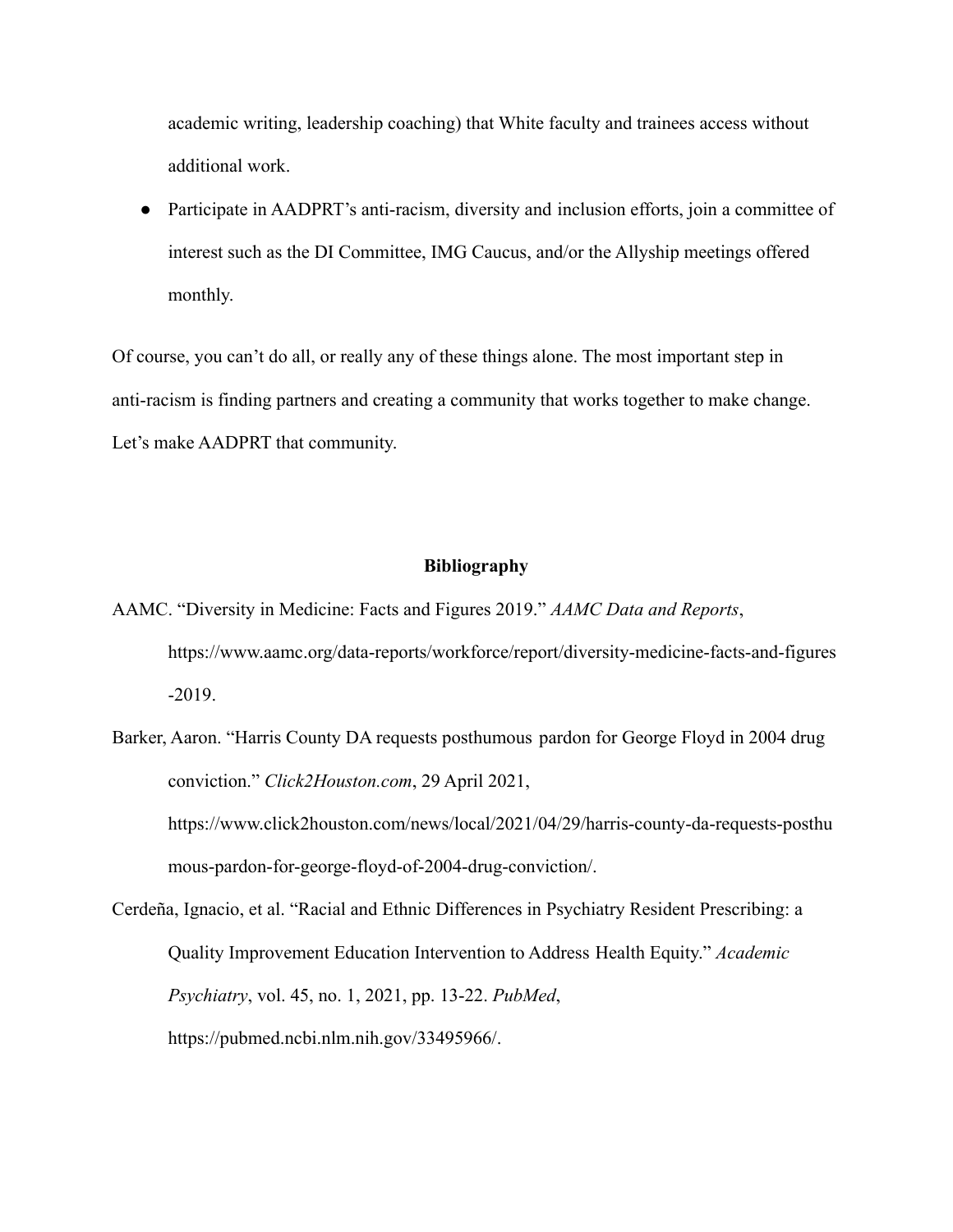academic writing, leadership coaching) that White faculty and trainees access without additional work.

- Participate in AADPRT's anti-racism, diversity and inclusion efforts, join a committee of interest such as the DI Committee, IMG Caucus, and/or the Allyship meetings offered monthly.

Of course, you can't do all, or really any of these things alone. The most important step in anti-racism is finding partners and creating a community that works together to make change. Let's make AADPRT that community.

**Bibliography**

AAMC. "Diversity in Medicine: Facts and Figures 2019." *AAMC Data and Reports*, https://www.aamc.org/data-reports/workforce/report/diversity-medicine-facts-and-figures-2019.

Barker, Aaron. "Harris County DA requests posthumous pardon for George Floyd in 2004 drug conviction." *Click2Houston.com*, 29 April 2021, https://www.click2houston.com/news/local/2021/04/29/harris-county-da-requests-posthumous-pardon-for-george-floyd-of-2004-drug-conviction/.

Cerdeña, Ignacio, et al. "Racial and Ethnic Differences in Psychiatry Resident Prescribing: a Quality Improvement Education Intervention to Address Health Equity." *Academic Psychiatry*, vol. 45, no. 1, 2021, pp. 13-22. *PubMed*, https://pubmed.ncbi.nlm.nih.gov/33495966/.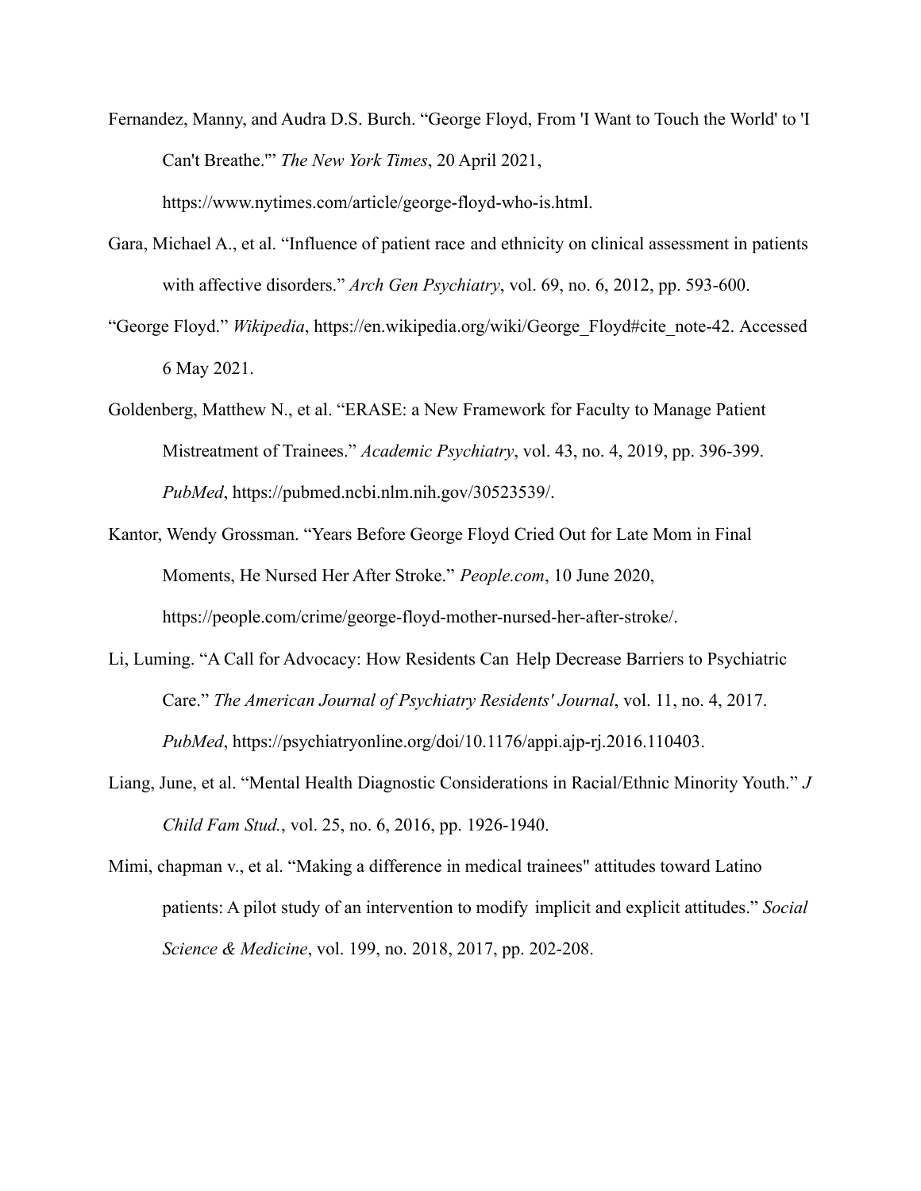Fernandez, Manny, and Audra D.S. Burch. "George Floyd, From 'I Want to Touch the World' to 'I Can't Breathe.'" *The New York Times*, 20 April 2021, https://www.nytimes.com/article/george-floyd-who-is.html.

Gara, Michael A., et al. "Influence of patient race and ethnicity on clinical assessment in patients with affective disorders." *Arch Gen Psychiatry*, vol. 69, no. 6, 2012, pp. 593-600.

"George Floyd." *Wikipedia*, https://en.wikipedia.org/wiki/George_Floyd#cite_note-42. Accessed 6 May 2021.

Goldenberg, Matthew N., et al. "ERASE: a New Framework for Faculty to Manage Patient Mistreatment of Trainees." *Academic Psychiatry*, vol. 43, no. 4, 2019, pp. 396-399. *PubMed*, https://pubmed.ncbi.nlm.nih.gov/30523539/.

Kantor, Wendy Grossman. "Years Before George Floyd Cried Out for Late Mom in Final Moments, He Nursed Her After Stroke." *People.com*, 10 June 2020, https://people.com/crime/george-floyd-mother-nursed-her-after-stroke/.

Li, Luming. "A Call for Advocacy: How Residents Can Help Decrease Barriers to Psychiatric Care." *The American Journal of Psychiatry Residents' Journal*, vol. 11, no. 4, 2017. *PubMed*, https://psychiatryonline.org/doi/10.1176/appi.ajp-rj.2016.110403.

Liang, June, et al. "Mental Health Diagnostic Considerations in Racial/Ethnic Minority Youth." *J Child Fam Stud.*, vol. 25, no. 6, 2016, pp. 1926-1940.

Mimi, chapman v., et al. "Making a difference in medical trainees" attitudes toward Latino patients: A pilot study of an intervention to modify implicit and explicit attitudes." *Social Science & Medicine*, vol. 199, no. 2018, 2017, pp. 202-208.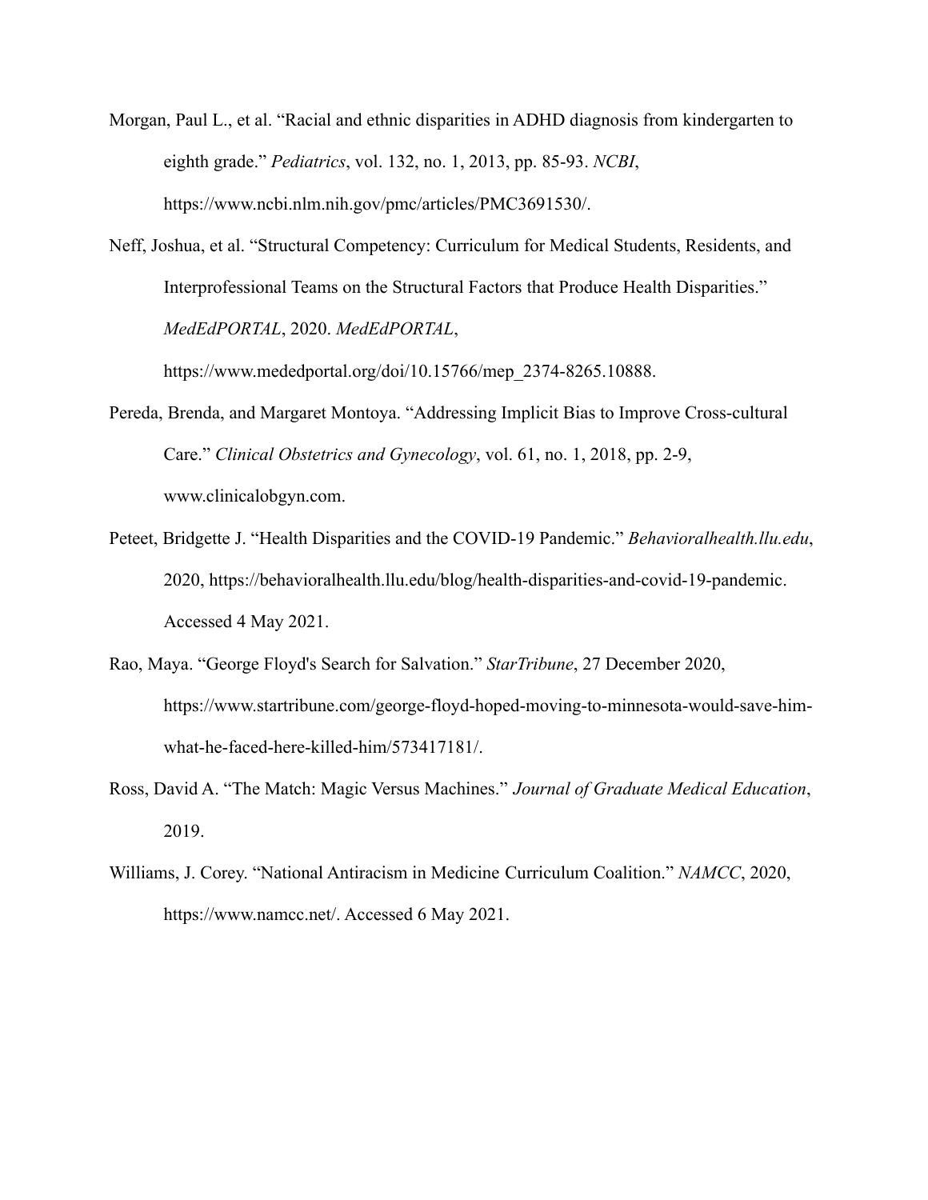Morgan, Paul L., et al. "Racial and ethnic disparities in ADHD diagnosis from kindergarten to eighth grade." *Pediatrics*, vol. 132, no. 1, 2013, pp. 85-93. *NCBI*, https://www.ncbi.nlm.nih.gov/pmc/articles/PMC3691530/.

Neff, Joshua, et al. "Structural Competency: Curriculum for Medical Students, Residents, and Interprofessional Teams on the Structural Factors that Produce Health Disparities." *MedEdPORTAL*, 2020. *MedEdPORTAL*, https://www.mededportal.org/doi/10.15766/mep_2374-8265.10888.

Pereda, Brenda, and Margaret Montoya. "Addressing Implicit Bias to Improve Cross-cultural Care." *Clinical Obstetrics and Gynecology*, vol. 61, no. 1, 2018, pp. 2-9, www.clinicalobgyn.com.

Peteet, Bridgette J. "Health Disparities and the COVID-19 Pandemic." *Behavioralhealth.llu.edu*, 2020, https://behavioralhealth.llu.edu/blog/health-disparities-and-covid-19-pandemic. Accessed 4 May 2021.

Rao, Maya. "George Floyd's Search for Salvation." *StarTribune*, 27 December 2020, https://www.startribune.com/george-floyd-hoped-moving-to-minnesota-would-save-him-what-he-faced-here-killed-him/573417181/.

Ross, David A. "The Match: Magic Versus Machines." *Journal of Graduate Medical Education*, 2019.

Williams, J. Corey. "National Antiracism in Medicine Curriculum Coalition." *NAMCC*, 2020, https://www.namcc.net/. Accessed 6 May 2021.